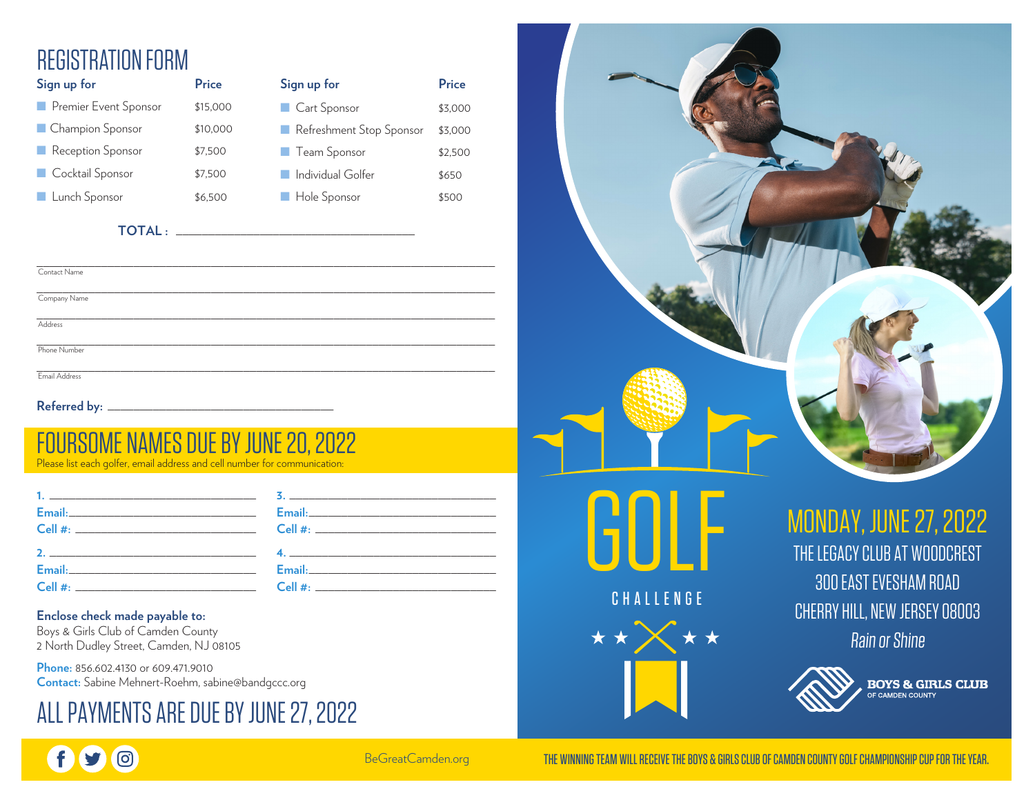# REGISTRATION FORM

| Sign up for | Price | Sign up for | Price |
|---|---|---|---|
| Premier Event Sponsor | $15,000 | Cart Sponsor | $3,000 |
| Champion Sponsor | $10,000 | Refreshment Stop Sponsor | $3,000 |
| Reception Sponsor | $7,500 | Team Sponsor | $2,500 |
| Cocktail Sponsor | $7,500 | Individual Golfer | $650 |
| Lunch Sponsor | $6,500 | Hole Sponsor | $500 |

**TOTAL :** ______________________________

______________________________
Contact Name

______________________________
Company Name

______________________________
Address

______________________________
Phone Number

______________________________
Email Address

**Referred by:** ______________________________

## FOURSOME NAMES DUE BY JUNE 20, 2022

Please list each golfer, email address and cell number for communication:

**1.** ______________________
**Email:** ______________________
**Cell #:** ______________________

**2.** ______________________
**Email:** ______________________
**Cell #:** ______________________

**3.** ______________________
**Email:** ______________________
**Cell #:** ______________________

**4.** ______________________
**Email:** ______________________
**Cell #:** ______________________

**Enclose check made payable to:**
Boys & Girls Club of Camden County
2 North Dudley Street, Camden, NJ 08105

**Phone:** 856.602.4130 or 609.471.9010
**Contact:** Sabine Mehnert-Roehm, sabine@bandgccc.org

## ALL PAYMENTS ARE DUE BY JUNE 27, 2022

BeGreatCamden.org

# GOLF CHALLENGE

## MONDAY, JUNE 27, 2022

THE LEGACY CLUB AT WOODCREST
300 EAST EVESHAM ROAD
CHERRY HILL, NEW JERSEY 08003
*Rain or Shine*

BOYS & GIRLS CLUB OF CAMDEN COUNTY

THE WINNING TEAM WILL RECEIVE THE BOYS & GIRLS CLUB OF CAMDEN COUNTY GOLF CHAMPIONSHIP CUP FOR THE YEAR.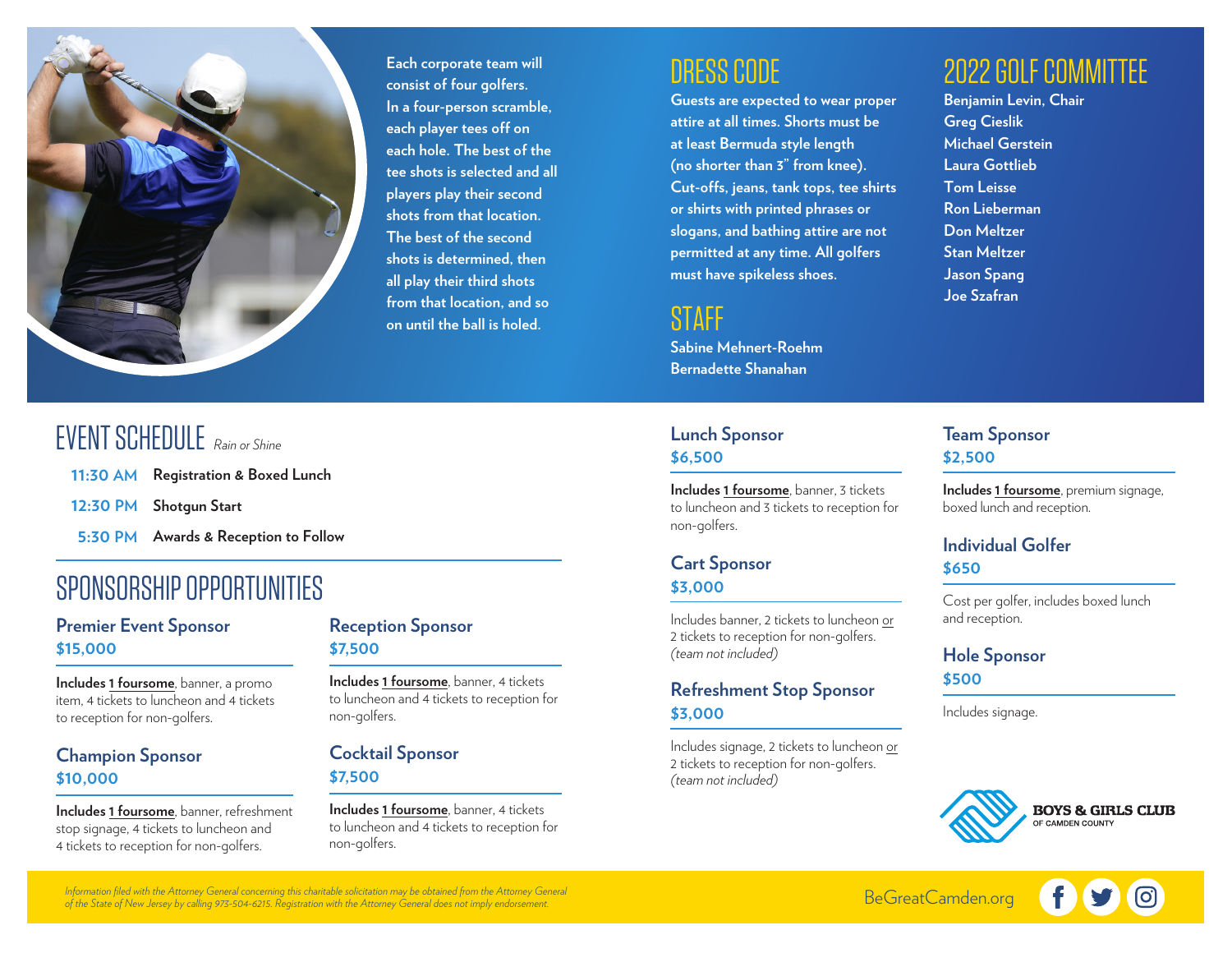Each corporate team will consist of four golfers. In a four-person scramble, each player tees off on each hole. The best of the tee shots is selected and all players play their second shots from that location. The best of the second shots is determined, then all play their third shots from that location, and so on until the ball is holed.

## DRESS CODE

Guests are expected to wear proper attire at all times. Shorts must be at least Bermuda style length (no shorter than 3" from knee). Cut-offs, jeans, tank tops, tee shirts or shirts with printed phrases or slogans, and bathing attire are not permitted at any time. All golfers must have spikeless shoes.

## STAFF

Sabine Mehnert-Roehm
Bernadette Shanahan

## 2022 GOLF COMMITTEE

Benjamin Levin, Chair
Greg Cieslik
Michael Gerstein
Laura Gottlieb
Tom Leisse
Ron Lieberman
Don Meltzer
Stan Meltzer
Jason Spang
Joe Szafran

## EVENT SCHEDULE *Rain or Shine*

| | |
|---|---|
| 11:30 AM | Registration & Boxed Lunch |
| 12:30 PM | Shotgun Start |
| 5:30 PM | Awards & Reception to Follow |

## SPONSORSHIP OPPORTUNITIES

### Premier Event Sponsor
**$15,000**

**Includes 1 foursome**, banner, a promo item, 4 tickets to luncheon and 4 tickets to reception for non-golfers.

### Champion Sponsor
**$10,000**

**Includes 1 foursome**, banner, refreshment stop signage, 4 tickets to luncheon and 4 tickets to reception for non-golfers.

### Reception Sponsor
**$7,500**

**Includes 1 foursome**, banner, 4 tickets to luncheon and 4 tickets to reception for non-golfers.

### Cocktail Sponsor
**$7,500**

**Includes 1 foursome**, banner, 4 tickets to luncheon and 4 tickets to reception for non-golfers.

### Lunch Sponsor
**$6,500**

**Includes 1 foursome**, banner, 3 tickets to luncheon and 3 tickets to reception for non-golfers.

### Cart Sponsor
**$3,000**

Includes banner, 2 tickets to luncheon or 2 tickets to reception for non-golfers. *(team not included)*

### Refreshment Stop Sponsor
**$3,000**

Includes signage, 2 tickets to luncheon or 2 tickets to reception for non-golfers. *(team not included)*

### Team Sponsor
**$2,500**

**Includes 1 foursome**, premium signage, boxed lunch and reception.

### Individual Golfer
**$650**

Cost per golfer, includes boxed lunch and reception.

### Hole Sponsor
**$500**

Includes signage.

BOYS & GIRLS CLUB
OF CAMDEN COUNTY

*Information filed with the Attorney General concerning this charitable solicitation may be obtained from the Attorney General of the State of New Jersey by calling 973-504-6215. Registration with the Attorney General does not imply endorsement.*

BeGreatCamden.org